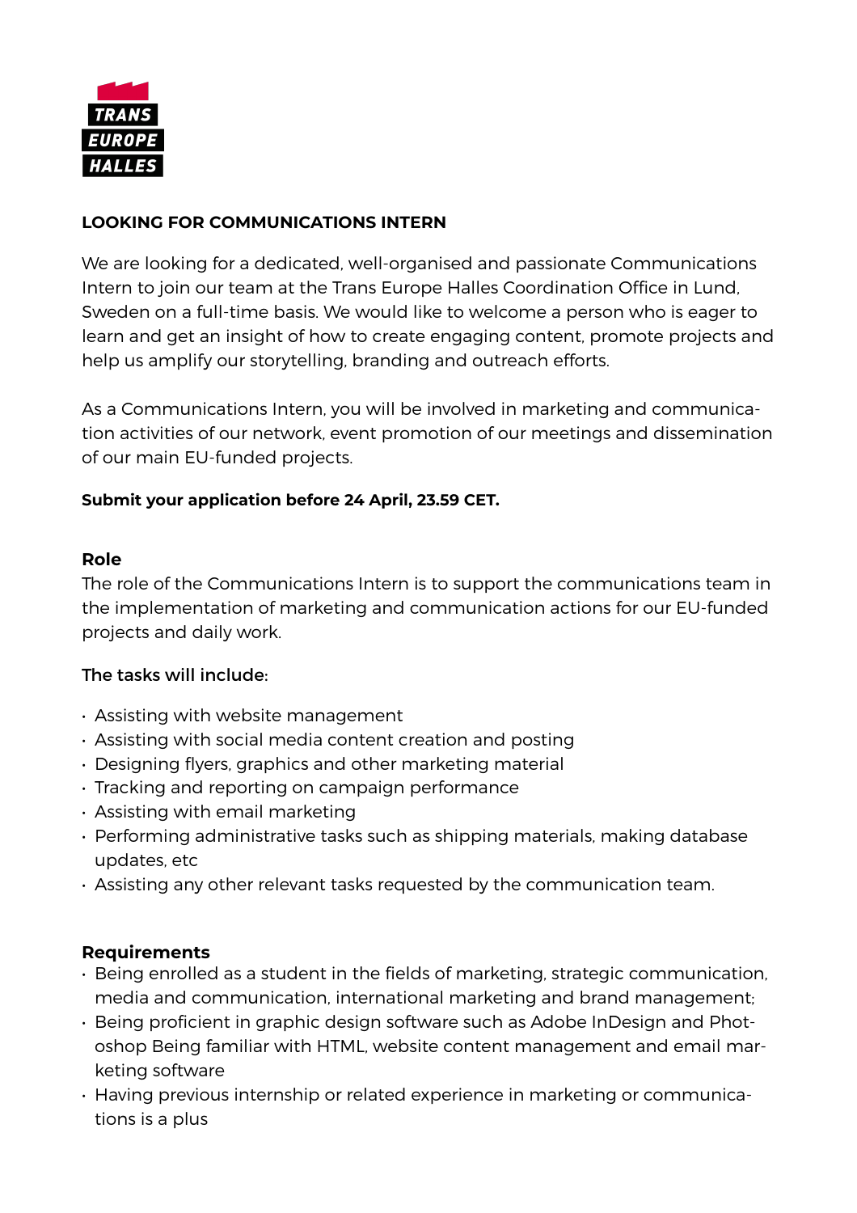TRANS
EUROPE
HALLES

## LOOKING FOR COMMUNICATIONS INTERN

We are looking for a dedicated, well-organised and passionate Communications Intern to join our team at the Trans Europe Halles Coordination Office in Lund, Sweden on a full-time basis. We would like to welcome a person who is eager to learn and get an insight of how to create engaging content, promote projects and help us amplify our storytelling, branding and outreach efforts.

As a Communications Intern, you will be involved in marketing and communication activities of our network, event promotion of our meetings and dissemination of our main EU-funded projects.

**Submit your application before 24 April, 23.59 CET.**

### Role

The role of the Communications Intern is to support the communications team in the implementation of marketing and communication actions for our EU-funded projects and daily work.

The tasks will include:

- Assisting with website management
- Assisting with social media content creation and posting
- Designing flyers, graphics and other marketing material
- Tracking and reporting on campaign performance
- Assisting with email marketing
- Performing administrative tasks such as shipping materials, making database updates, etc
- Assisting any other relevant tasks requested by the communication team.

### Requirements

- Being enrolled as a student in the fields of marketing, strategic communication, media and communication, international marketing and brand management;
- Being proficient in graphic design software such as Adobe InDesign and Photoshop Being familiar with HTML, website content management and email marketing software
- Having previous internship or related experience in marketing or communications is a plus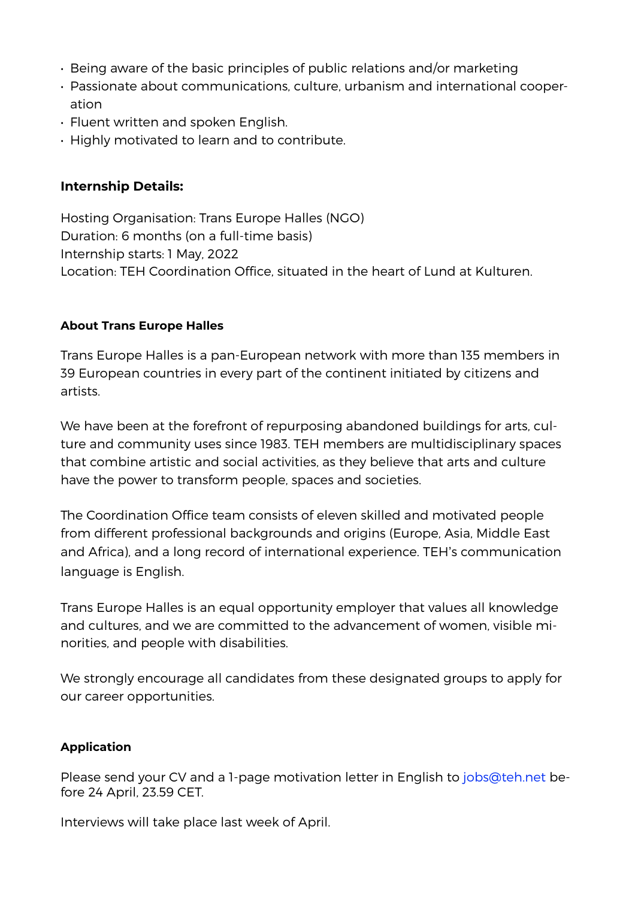- Being aware of the basic principles of public relations and/or marketing
- Passionate about communications, culture, urbanism and international cooperation
- Fluent written and spoken English.
- Highly motivated to learn and to contribute.

**Internship Details:**

Hosting Organisation: Trans Europe Halles (NGO)
Duration: 6 months (on a full-time basis)
Internship starts: 1 May, 2022
Location: TEH Coordination Office, situated in the heart of Lund at Kulturen.

**About Trans Europe Halles**

Trans Europe Halles is a pan-European network with more than 135 members in 39 European countries in every part of the continent initiated by citizens and artists.

We have been at the forefront of repurposing abandoned buildings for arts, culture and community uses since 1983. TEH members are multidisciplinary spaces that combine artistic and social activities, as they believe that arts and culture have the power to transform people, spaces and societies.

The Coordination Office team consists of eleven skilled and motivated people from different professional backgrounds and origins (Europe, Asia, Middle East and Africa), and a long record of international experience. TEH's communication language is English.

Trans Europe Halles is an equal opportunity employer that values all knowledge and cultures, and we are committed to the advancement of women, visible minorities, and people with disabilities.

We strongly encourage all candidates from these designated groups to apply for our career opportunities.

**Application**

Please send your CV and a 1-page motivation letter in English to jobs@teh.net before 24 April, 23.59 CET.

Interviews will take place last week of April.